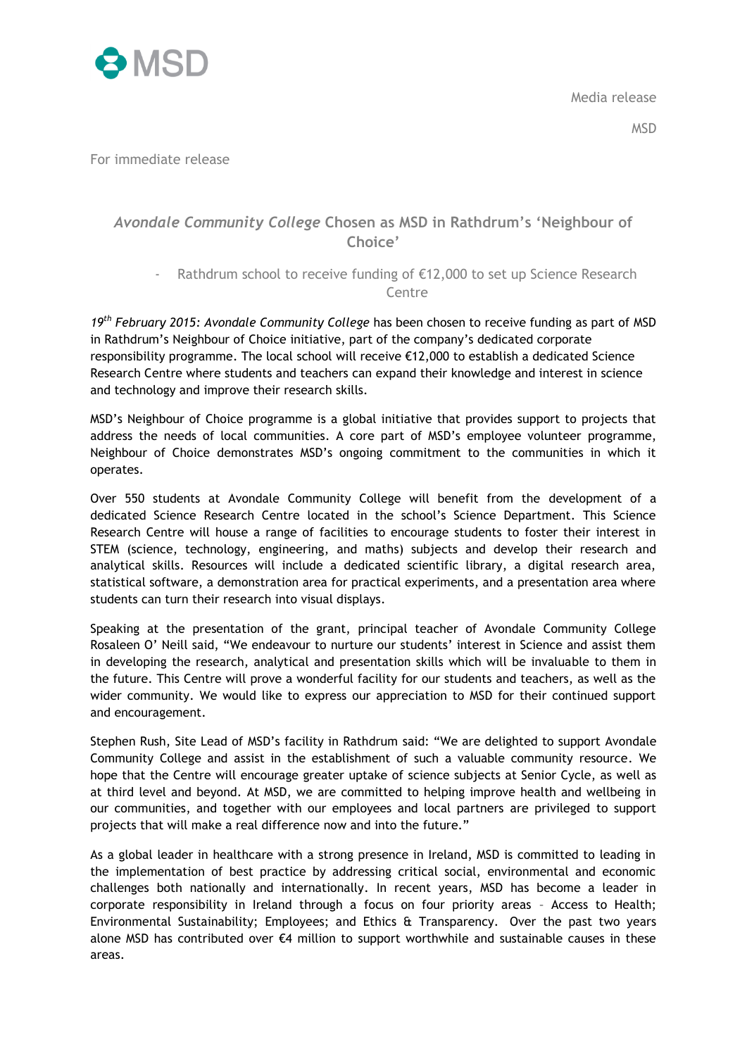MSD

Media release

MSD

For immediate release

## *Avondale Community College* Chosen as MSD in Rathdrum's 'Neighbour of Choice'

- Rathdrum school to receive funding of €12,000 to set up Science Research Centre

*19th February 2015: Avondale Community College* has been chosen to receive funding as part of MSD in Rathdrum's Neighbour of Choice initiative, part of the company's dedicated corporate responsibility programme. The local school will receive €12,000 to establish a dedicated Science Research Centre where students and teachers can expand their knowledge and interest in science and technology and improve their research skills.

MSD's Neighbour of Choice programme is a global initiative that provides support to projects that address the needs of local communities. A core part of MSD's employee volunteer programme, Neighbour of Choice demonstrates MSD's ongoing commitment to the communities in which it operates.

Over 550 students at Avondale Community College will benefit from the development of a dedicated Science Research Centre located in the school's Science Department. This Science Research Centre will house a range of facilities to encourage students to foster their interest in STEM (science, technology, engineering, and maths) subjects and develop their research and analytical skills. Resources will include a dedicated scientific library, a digital research area, statistical software, a demonstration area for practical experiments, and a presentation area where students can turn their research into visual displays.

Speaking at the presentation of the grant, principal teacher of Avondale Community College Rosaleen O' Neill said, "We endeavour to nurture our students' interest in Science and assist them in developing the research, analytical and presentation skills which will be invaluable to them in the future. This Centre will prove a wonderful facility for our students and teachers, as well as the wider community. We would like to express our appreciation to MSD for their continued support and encouragement.

Stephen Rush, Site Lead of MSD's facility in Rathdrum said: "We are delighted to support Avondale Community College and assist in the establishment of such a valuable community resource. We hope that the Centre will encourage greater uptake of science subjects at Senior Cycle, as well as at third level and beyond. At MSD, we are committed to helping improve health and wellbeing in our communities, and together with our employees and local partners are privileged to support projects that will make a real difference now and into the future."

As a global leader in healthcare with a strong presence in Ireland, MSD is committed to leading in the implementation of best practice by addressing critical social, environmental and economic challenges both nationally and internationally. In recent years, MSD has become a leader in corporate responsibility in Ireland through a focus on four priority areas – Access to Health; Environmental Sustainability; Employees; and Ethics & Transparency. Over the past two years alone MSD has contributed over €4 million to support worthwhile and sustainable causes in these areas.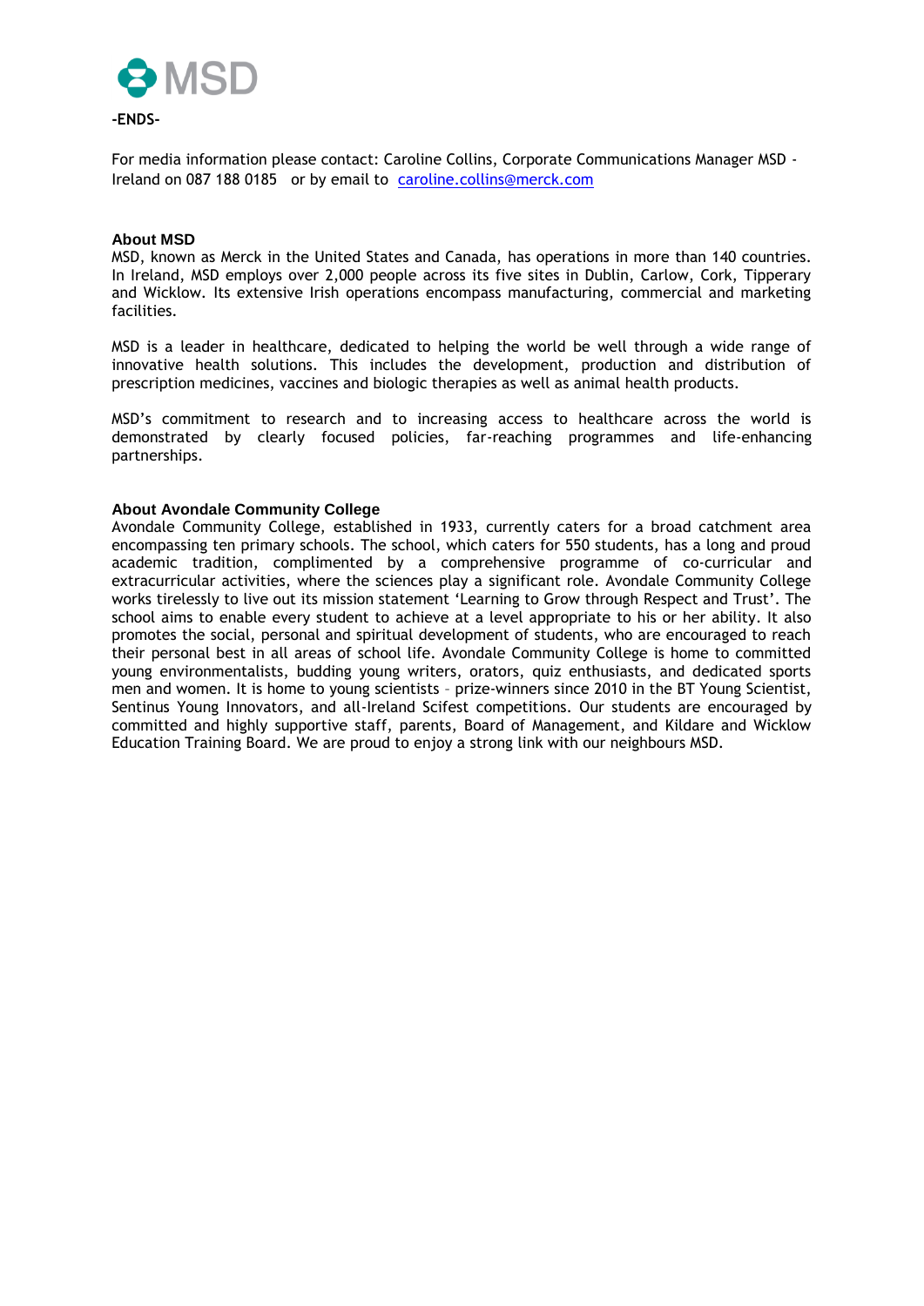MSD

**-ENDS-**

For media information please contact: Caroline Collins, Corporate Communications Manager MSD - Ireland on 087 188 0185 or by email to caroline.collins@merck.com

**About MSD**

MSD, known as Merck in the United States and Canada, has operations in more than 140 countries. In Ireland, MSD employs over 2,000 people across its five sites in Dublin, Carlow, Cork, Tipperary and Wicklow. Its extensive Irish operations encompass manufacturing, commercial and marketing facilities.

MSD is a leader in healthcare, dedicated to helping the world be well through a wide range of innovative health solutions. This includes the development, production and distribution of prescription medicines, vaccines and biologic therapies as well as animal health products.

MSD's commitment to research and to increasing access to healthcare across the world is demonstrated by clearly focused policies, far-reaching programmes and life-enhancing partnerships.

**About Avondale Community College**

Avondale Community College, established in 1933, currently caters for a broad catchment area encompassing ten primary schools. The school, which caters for 550 students, has a long and proud academic tradition, complimented by a comprehensive programme of co-curricular and extracurricular activities, where the sciences play a significant role. Avondale Community College works tirelessly to live out its mission statement 'Learning to Grow through Respect and Trust'. The school aims to enable every student to achieve at a level appropriate to his or her ability. It also promotes the social, personal and spiritual development of students, who are encouraged to reach their personal best in all areas of school life. Avondale Community College is home to committed young environmentalists, budding young writers, orators, quiz enthusiasts, and dedicated sports men and women. It is home to young scientists – prize-winners since 2010 in the BT Young Scientist, Sentinus Young Innovators, and all-Ireland Scifest competitions. Our students are encouraged by committed and highly supportive staff, parents, Board of Management, and Kildare and Wicklow Education Training Board. We are proud to enjoy a strong link with our neighbours MSD.